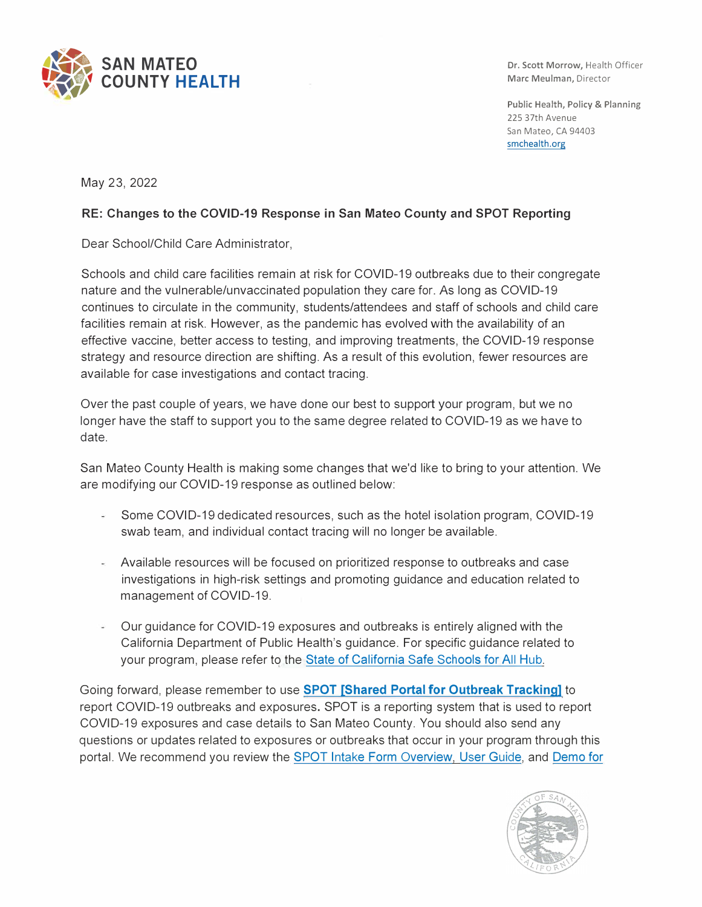**SAN MATEO COUNTY HEALTH**

**Dr. Scott Morrow,** Health Officer
**Marc Meulman,** Director

**Public Health, Policy & Planning**
225 37th Avenue
San Mateo, CA 94403
smchealth.org

May 23, 2022

**RE: Changes to the COVID-19 Response in San Mateo County and SPOT Reporting**

Dear School/Child Care Administrator,

Schools and child care facilities remain at risk for COVID-19 outbreaks due to their congregate nature and the vulnerable/unvaccinated population they care for. As long as COVID-19 continues to circulate in the community, students/attendees and staff of schools and child care facilities remain at risk. However, as the pandemic has evolved with the availability of an effective vaccine, better access to testing, and improving treatments, the COVID-19 response strategy and resource direction are shifting. As a result of this evolution, fewer resources are available for case investigations and contact tracing.

Over the past couple of years, we have done our best to support your program, but we no longer have the staff to support you to the same degree related to COVID-19 as we have to date.

San Mateo County Health is making some changes that we'd like to bring to your attention. We are modifying our COVID-19 response as outlined below:

- Some COVID-19 dedicated resources, such as the hotel isolation program, COVID-19 swab team, and individual contact tracing will no longer be available.
- Available resources will be focused on prioritized response to outbreaks and case investigations in high-risk settings and promoting guidance and education related to management of COVID-19.
- Our guidance for COVID-19 exposures and outbreaks is entirely aligned with the California Department of Public Health's guidance. For specific guidance related to your program, please refer to the State of California Safe Schools for All Hub.

Going forward, please remember to use **SPOT [Shared Portal for Outbreak Tracking]** to report COVID-19 outbreaks and exposures**.** SPOT is a reporting system that is used to report COVID-19 exposures and case details to San Mateo County. You should also send any questions or updates related to exposures or outbreaks that occur in your program through this portal. We recommend you review the SPOT Intake Form Overview, User Guide, and Demo for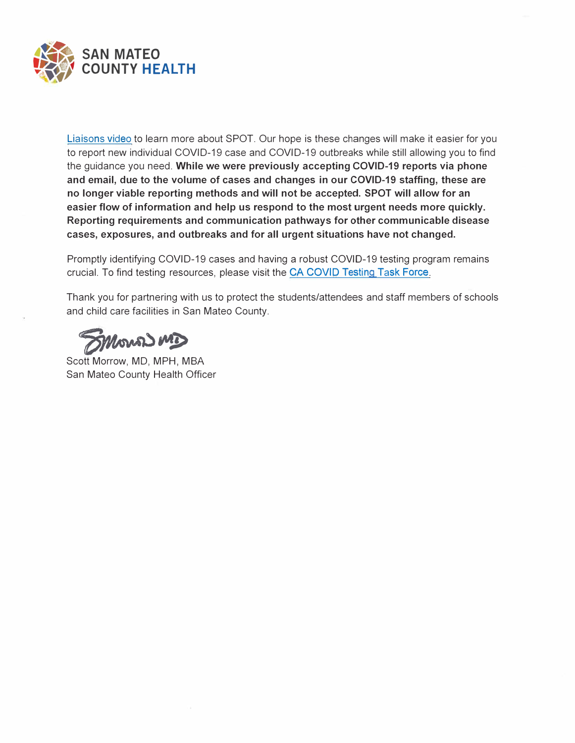**SAN MATEO COUNTY HEALTH**

Liaisons video to learn more about SPOT. Our hope is these changes will make it easier for you to report new individual COVID-19 case and COVID-19 outbreaks while still allowing you to find the guidance you need. **While we were previously accepting COVID-19 reports via phone and email, due to the volume of cases and changes in our COVID-19 staffing, these are no longer viable reporting methods and will not be accepted. SPOT will allow for an easier flow of information and help us respond to the most urgent needs more quickly. Reporting requirements and communication pathways for other communicable disease cases, exposures, and outbreaks and for all urgent situations have not changed.**

Promptly identifying COVID-19 cases and having a robust COVID-19 testing program remains crucial. To find testing resources, please visit the CA COVID Testing Task Force.

Thank you for partnering with us to protect the students/attendees and staff members of schools and child care facilities in San Mateo County.

Scott Morrow, MD, MPH, MBA
San Mateo County Health Officer